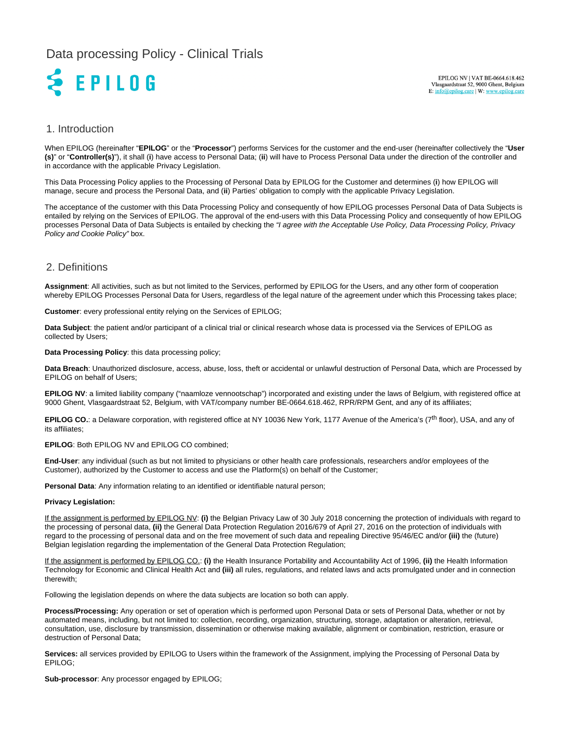# Data processing Policy - Clinical Trials

EPILOG

EPILOG NV | VAT BE-0664.618.462
Vlasgaardstraat 52, 9000 Ghent, Belgium
E: info@epilog.care | W: www.epilog.care

## 1. Introduction

When EPILOG (hereinafter "**EPILOG**" or the "**Processor**") performs Services for the customer and the end-user (hereinafter collectively the "**User (s)**" or "**Controller(s)**"), it shall (**i**) have access to Personal Data; (**ii**) will have to Process Personal Data under the direction of the controller and in accordance with the applicable Privacy Legislation.

This Data Processing Policy applies to the Processing of Personal Data by EPILOG for the Customer and determines (**i**) how EPILOG will manage, secure and process the Personal Data, and (**ii**) Parties' obligation to comply with the applicable Privacy Legislation.

The acceptance of the customer with this Data Processing Policy and consequently of how EPILOG processes Personal Data of Data Subjects is entailed by relying on the Services of EPILOG. The approval of the end-users with this Data Processing Policy and consequently of how EPILOG processes Personal Data of Data Subjects is entailed by checking the *"I agree with the Acceptable Use Policy, Data Processing Policy, Privacy Policy and Cookie Policy"* box.

## 2. Definitions

**Assignment**: All activities, such as but not limited to the Services, performed by EPILOG for the Users, and any other form of cooperation whereby EPILOG Processes Personal Data for Users, regardless of the legal nature of the agreement under which this Processing takes place;

**Customer**: every professional entity relying on the Services of EPILOG;

**Data Subject**: the patient and/or participant of a clinical trial or clinical research whose data is processed via the Services of EPILOG as collected by Users;

**Data Processing Policy**: this data processing policy;

**Data Breach**: Unauthorized disclosure, access, abuse, loss, theft or accidental or unlawful destruction of Personal Data, which are Processed by EPILOG on behalf of Users;

**EPILOG NV**: a limited liability company ("naamloze vennootschap") incorporated and existing under the laws of Belgium, with registered office at 9000 Ghent, Vlasgaardstraat 52, Belgium, with VAT/company number BE-0664.618.462, RPR/RPM Gent, and any of its affiliates;

**EPILOG CO.**: a Delaware corporation, with registered office at NY 10036 New York, 1177 Avenue of the America's (7th floor), USA, and any of its affiliates;

**EPILOG**: Both EPILOG NV and EPILOG CO combined;

**End-User**: any individual (such as but not limited to physicians or other health care professionals, researchers and/or employees of the Customer), authorized by the Customer to access and use the Platform(s) on behalf of the Customer;

**Personal Data**: Any information relating to an identified or identifiable natural person;

**Privacy Legislation:**

If the assignment is performed by EPILOG NV: **(i)** the Belgian Privacy Law of 30 July 2018 concerning the protection of individuals with regard to the processing of personal data, **(ii)** the General Data Protection Regulation 2016/679 of April 27, 2016 on the protection of individuals with regard to the processing of personal data and on the free movement of such data and repealing Directive 95/46/EC and/or **(iii)** the (future) Belgian legislation regarding the implementation of the General Data Protection Regulation;

If the assignment is performed by EPILOG CO.: **(i)** the Health Insurance Portability and Accountability Act of 1996, **(ii)** the Health Information Technology for Economic and Clinical Health Act and **(iii)** all rules, regulations, and related laws and acts promulgated under and in connection therewith;

Following the legislation depends on where the data subjects are location so both can apply.

**Process/Processing:** Any operation or set of operation which is performed upon Personal Data or sets of Personal Data, whether or not by automated means, including, but not limited to: collection, recording, organization, structuring, storage, adaptation or alteration, retrieval, consultation, use, disclosure by transmission, dissemination or otherwise making available, alignment or combination, restriction, erasure or destruction of Personal Data;

**Services:** all services provided by EPILOG to Users within the framework of the Assignment, implying the Processing of Personal Data by EPILOG;

**Sub-processor**: Any processor engaged by EPILOG;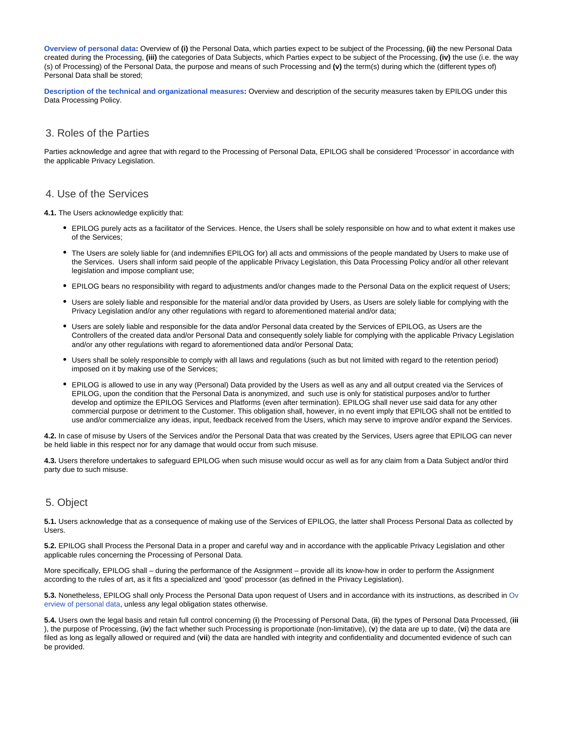**Overview of personal data:** Overview of **(i)** the Personal Data, which parties expect to be subject of the Processing, **(ii)** the new Personal Data created during the Processing, **(iii)** the categories of Data Subjects, which Parties expect to be subject of the Processing, **(iv)** the use (i.e. the way (s) of Processing) of the Personal Data, the purpose and means of such Processing and **(v)** the term(s) during which the (different types of) Personal Data shall be stored;

**Description of the technical and organizational measures:** Overview and description of the security measures taken by EPILOG under this Data Processing Policy.

## 3. Roles of the Parties

Parties acknowledge and agree that with regard to the Processing of Personal Data, EPILOG shall be considered 'Processor' in accordance with the applicable Privacy Legislation.

## 4. Use of the Services

**4.1.** The Users acknowledge explicitly that:

- EPILOG purely acts as a facilitator of the Services. Hence, the Users shall be solely responsible on how and to what extent it makes use of the Services;
- The Users are solely liable for (and indemnifies EPILOG for) all acts and ommissions of the people mandated by Users to make use of the Services. Users shall inform said people of the applicable Privacy Legislation, this Data Processing Policy and/or all other relevant legislation and impose compliant use;
- EPILOG bears no responsibility with regard to adjustments and/or changes made to the Personal Data on the explicit request of Users;
- Users are solely liable and responsible for the material and/or data provided by Users, as Users are solely liable for complying with the Privacy Legislation and/or any other regulations with regard to aforementioned material and/or data;
- Users are solely liable and responsible for the data and/or Personal data created by the Services of EPILOG, as Users are the Controllers of the created data and/or Personal Data and consequently solely liable for complying with the applicable Privacy Legislation and/or any other regulations with regard to aforementioned data and/or Personal Data;
- Users shall be solely responsible to comply with all laws and regulations (such as but not limited with regard to the retention period) imposed on it by making use of the Services;
- EPILOG is allowed to use in any way (Personal) Data provided by the Users as well as any and all output created via the Services of EPILOG, upon the condition that the Personal Data is anonymized, and such use is only for statistical purposes and/or to further develop and optimize the EPILOG Services and Platforms (even after termination). EPILOG shall never use said data for any other commercial purpose or detriment to the Customer. This obligation shall, however, in no event imply that EPILOG shall not be entitled to use and/or commercialize any ideas, input, feedback received from the Users, which may serve to improve and/or expand the Services.

**4.2.** In case of misuse by Users of the Services and/or the Personal Data that was created by the Services, Users agree that EPILOG can never be held liable in this respect nor for any damage that would occur from such misuse.

**4.3.** Users therefore undertakes to safeguard EPILOG when such misuse would occur as well as for any claim from a Data Subject and/or third party due to such misuse.

## 5. Object

**5.1.** Users acknowledge that as a consequence of making use of the Services of EPILOG, the latter shall Process Personal Data as collected by Users.

**5.2.** EPILOG shall Process the Personal Data in a proper and careful way and in accordance with the applicable Privacy Legislation and other applicable rules concerning the Processing of Personal Data.

More specifically, EPILOG shall – during the performance of the Assignment – provide all its know-how in order to perform the Assignment according to the rules of art, as it fits a specialized and 'good' processor (as defined in the Privacy Legislation).

**5.3.** Nonetheless, EPILOG shall only Process the Personal Data upon request of Users and in accordance with its instructions, as described in Overview of personal data, unless any legal obligation states otherwise.

**5.4.** Users own the legal basis and retain full control concerning (**i**) the Processing of Personal Data, (**ii**) the types of Personal Data Processed, (**iii**), the purpose of Processing, (**iv**) the fact whether such Processing is proportionate (non-limitative), (**v**) the data are up to date, (**vi**) the data are filed as long as legally allowed or required and (**vii**) the data are handled with integrity and confidentiality and documented evidence of such can be provided.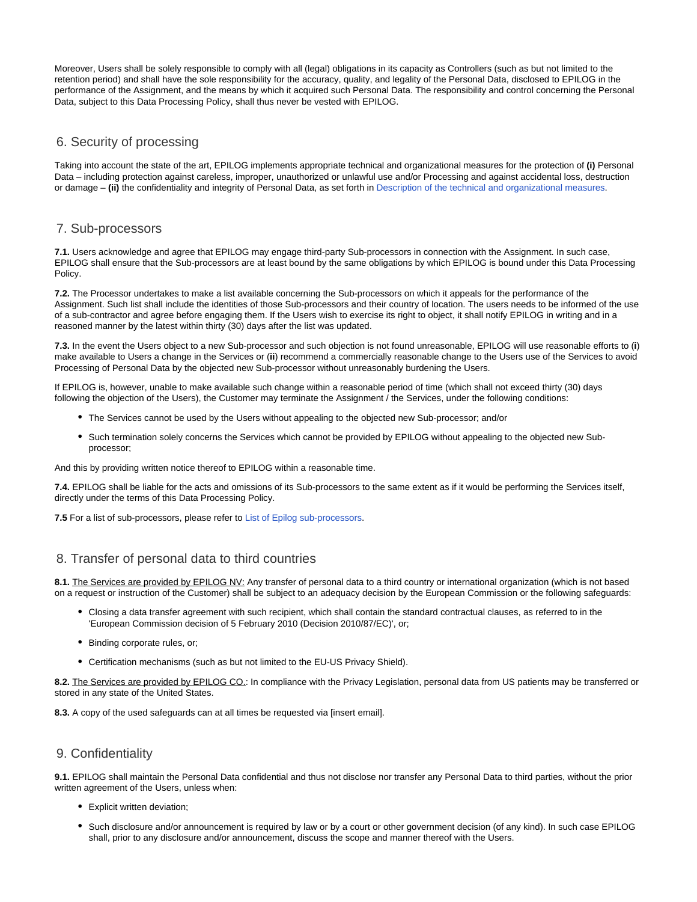Moreover, Users shall be solely responsible to comply with all (legal) obligations in its capacity as Controllers (such as but not limited to the retention period) and shall have the sole responsibility for the accuracy, quality, and legality of the Personal Data, disclosed to EPILOG in the performance of the Assignment, and the means by which it acquired such Personal Data. The responsibility and control concerning the Personal Data, subject to this Data Processing Policy, shall thus never be vested with EPILOG.

## 6. Security of processing

Taking into account the state of the art, EPILOG implements appropriate technical and organizational measures for the protection of **(i)** Personal Data – including protection against careless, improper, unauthorized or unlawful use and/or Processing and against accidental loss, destruction or damage – **(ii)** the confidentiality and integrity of Personal Data, as set forth in Description of the technical and organizational measures.

## 7. Sub-processors

**7.1.** Users acknowledge and agree that EPILOG may engage third-party Sub-processors in connection with the Assignment. In such case, EPILOG shall ensure that the Sub-processors are at least bound by the same obligations by which EPILOG is bound under this Data Processing Policy.

**7.2.** The Processor undertakes to make a list available concerning the Sub-processors on which it appeals for the performance of the Assignment. Such list shall include the identities of those Sub-processors and their country of location. The users needs to be informed of the use of a sub-contractor and agree before engaging them. If the Users wish to exercise its right to object, it shall notify EPILOG in writing and in a reasoned manner by the latest within thirty (30) days after the list was updated.

**7.3.** In the event the Users object to a new Sub-processor and such objection is not found unreasonable, EPILOG will use reasonable efforts to (**i**) make available to Users a change in the Services or (**ii**) recommend a commercially reasonable change to the Users use of the Services to avoid Processing of Personal Data by the objected new Sub-processor without unreasonably burdening the Users.

If EPILOG is, however, unable to make available such change within a reasonable period of time (which shall not exceed thirty (30) days following the objection of the Users), the Customer may terminate the Assignment / the Services, under the following conditions:

- The Services cannot be used by the Users without appealing to the objected new Sub-processor; and/or
- Such termination solely concerns the Services which cannot be provided by EPILOG without appealing to the objected new Sub-processor;

And this by providing written notice thereof to EPILOG within a reasonable time.

**7.4.** EPILOG shall be liable for the acts and omissions of its Sub-processors to the same extent as if it would be performing the Services itself, directly under the terms of this Data Processing Policy.

**7.5** For a list of sub-processors, please refer to List of Epilog sub-processors.

## 8. Transfer of personal data to third countries

**8.1.** <u>The Services are provided by EPILOG NV:</u> Any transfer of personal data to a third country or international organization (which is not based on a request or instruction of the Customer) shall be subject to an adequacy decision by the European Commission or the following safeguards:

- Closing a data transfer agreement with such recipient, which shall contain the standard contractual clauses, as referred to in the 'European Commission decision of 5 February 2010 (Decision 2010/87/EC)', or;
- Binding corporate rules, or;
- Certification mechanisms (such as but not limited to the EU-US Privacy Shield).

**8.2.** <u>The Services are provided by EPILOG CO.</u>: In compliance with the Privacy Legislation, personal data from US patients may be transferred or stored in any state of the United States.

**8.3.** A copy of the used safeguards can at all times be requested via [insert email].

## 9. Confidentiality

**9.1.** EPILOG shall maintain the Personal Data confidential and thus not disclose nor transfer any Personal Data to third parties, without the prior written agreement of the Users, unless when:

- Explicit written deviation;
- Such disclosure and/or announcement is required by law or by a court or other government decision (of any kind). In such case EPILOG shall, prior to any disclosure and/or announcement, discuss the scope and manner thereof with the Users.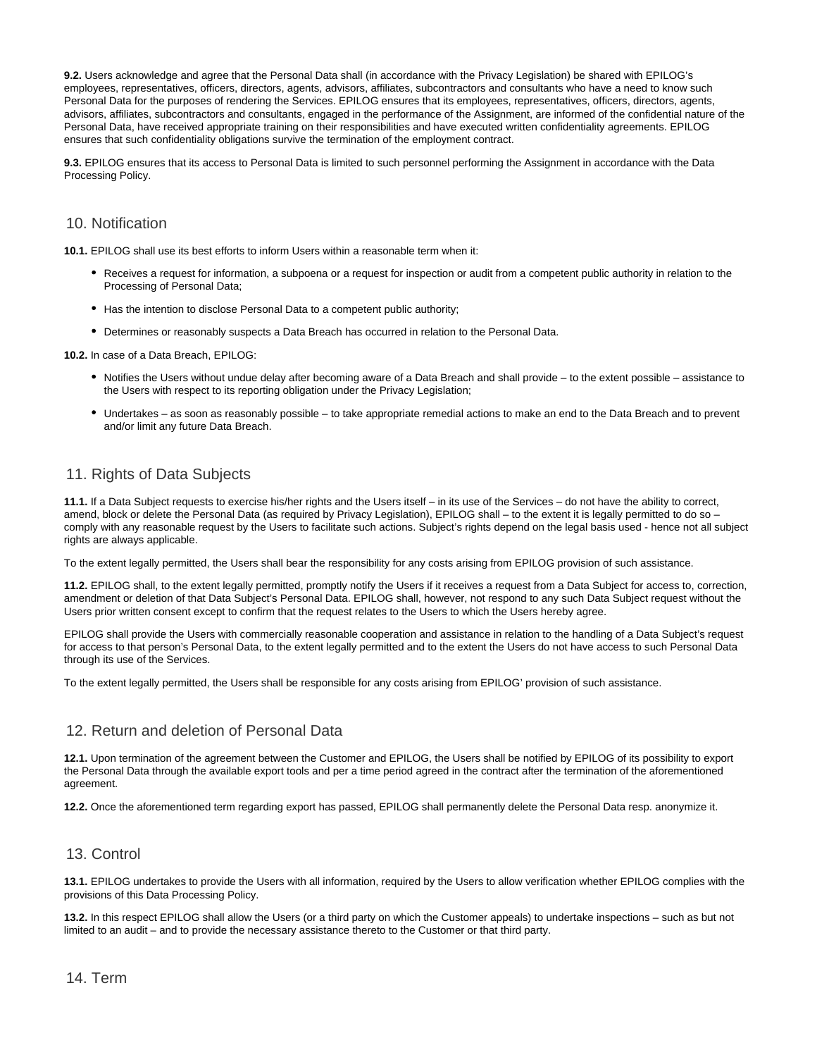**9.2.** Users acknowledge and agree that the Personal Data shall (in accordance with the Privacy Legislation) be shared with EPILOG's employees, representatives, officers, directors, agents, advisors, affiliates, subcontractors and consultants who have a need to know such Personal Data for the purposes of rendering the Services. EPILOG ensures that its employees, representatives, officers, directors, agents, advisors, affiliates, subcontractors and consultants, engaged in the performance of the Assignment, are informed of the confidential nature of the Personal Data, have received appropriate training on their responsibilities and have executed written confidentiality agreements. EPILOG ensures that such confidentiality obligations survive the termination of the employment contract.

**9.3.** EPILOG ensures that its access to Personal Data is limited to such personnel performing the Assignment in accordance with the Data Processing Policy.

## 10. Notification

**10.1.** EPILOG shall use its best efforts to inform Users within a reasonable term when it:

- Receives a request for information, a subpoena or a request for inspection or audit from a competent public authority in relation to the Processing of Personal Data;
- Has the intention to disclose Personal Data to a competent public authority;
- Determines or reasonably suspects a Data Breach has occurred in relation to the Personal Data.

**10.2.** In case of a Data Breach, EPILOG:

- Notifies the Users without undue delay after becoming aware of a Data Breach and shall provide – to the extent possible – assistance to the Users with respect to its reporting obligation under the Privacy Legislation;
- Undertakes – as soon as reasonably possible – to take appropriate remedial actions to make an end to the Data Breach and to prevent and/or limit any future Data Breach.

## 11. Rights of Data Subjects

**11.1.** If a Data Subject requests to exercise his/her rights and the Users itself – in its use of the Services – do not have the ability to correct, amend, block or delete the Personal Data (as required by Privacy Legislation), EPILOG shall – to the extent it is legally permitted to do so – comply with any reasonable request by the Users to facilitate such actions. Subject's rights depend on the legal basis used - hence not all subject rights are always applicable.

To the extent legally permitted, the Users shall bear the responsibility for any costs arising from EPILOG provision of such assistance.

**11.2.** EPILOG shall, to the extent legally permitted, promptly notify the Users if it receives a request from a Data Subject for access to, correction, amendment or deletion of that Data Subject's Personal Data. EPILOG shall, however, not respond to any such Data Subject request without the Users prior written consent except to confirm that the request relates to the Users to which the Users hereby agree.

EPILOG shall provide the Users with commercially reasonable cooperation and assistance in relation to the handling of a Data Subject's request for access to that person's Personal Data, to the extent legally permitted and to the extent the Users do not have access to such Personal Data through its use of the Services.

To the extent legally permitted, the Users shall be responsible for any costs arising from EPILOG' provision of such assistance.

## 12. Return and deletion of Personal Data

**12.1.** Upon termination of the agreement between the Customer and EPILOG, the Users shall be notified by EPILOG of its possibility to export the Personal Data through the available export tools and per a time period agreed in the contract after the termination of the aforementioned agreement.

**12.2.** Once the aforementioned term regarding export has passed, EPILOG shall permanently delete the Personal Data resp. anonymize it.

## 13. Control

**13.1.** EPILOG undertakes to provide the Users with all information, required by the Users to allow verification whether EPILOG complies with the provisions of this Data Processing Policy.

**13.2.** In this respect EPILOG shall allow the Users (or a third party on which the Customer appeals) to undertake inspections – such as but not limited to an audit – and to provide the necessary assistance thereto to the Customer or that third party.

## 14. Term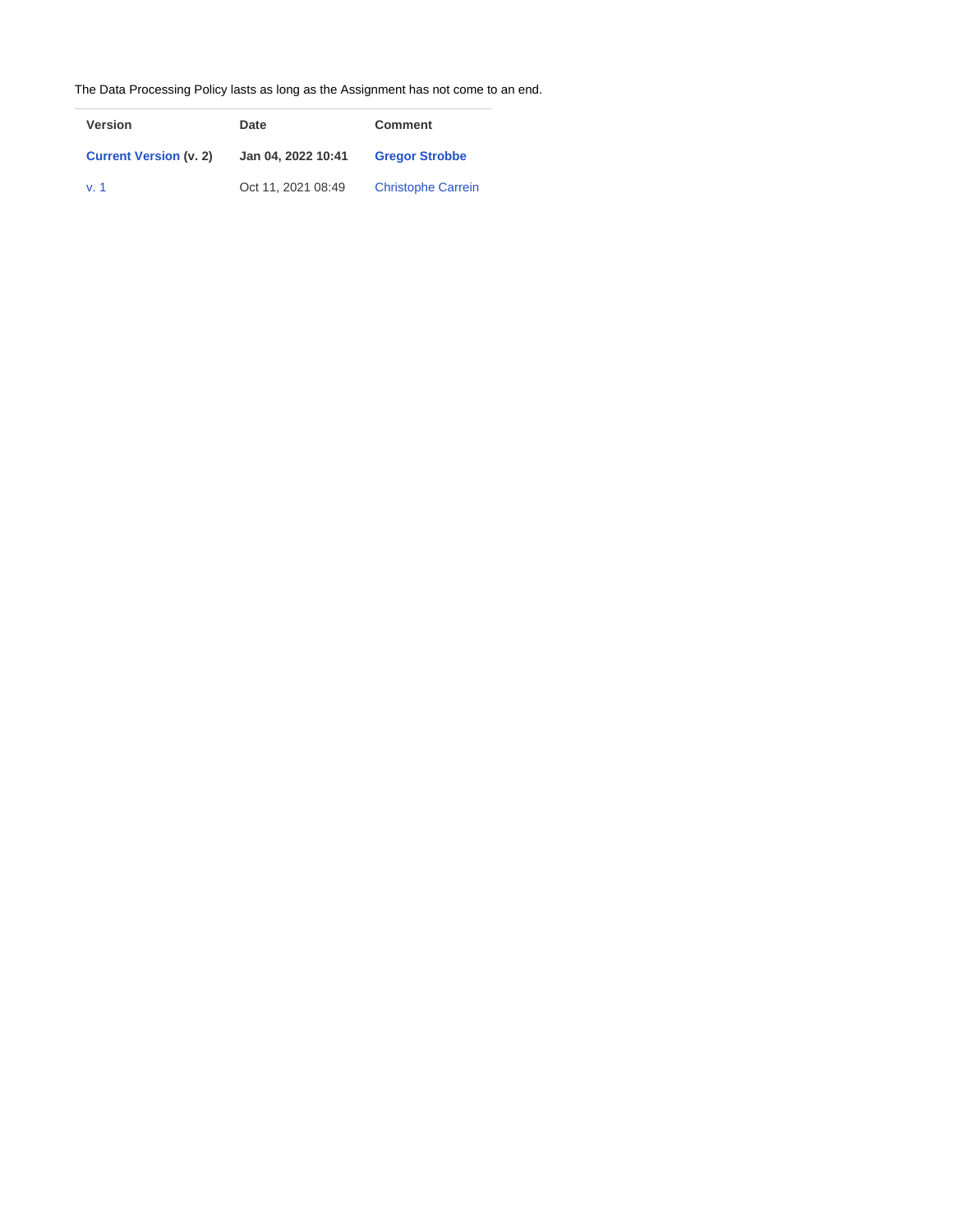The Data Processing Policy lasts as long as the Assignment has not come to an end.

| Version | Date | Comment |
|---|---|---|
| **Current Version (v. 2)** | **Jan 04, 2022 10:41** | **Gregor Strobbe** |
| v. 1 | Oct 11, 2021 08:49 | Christophe Carrein |